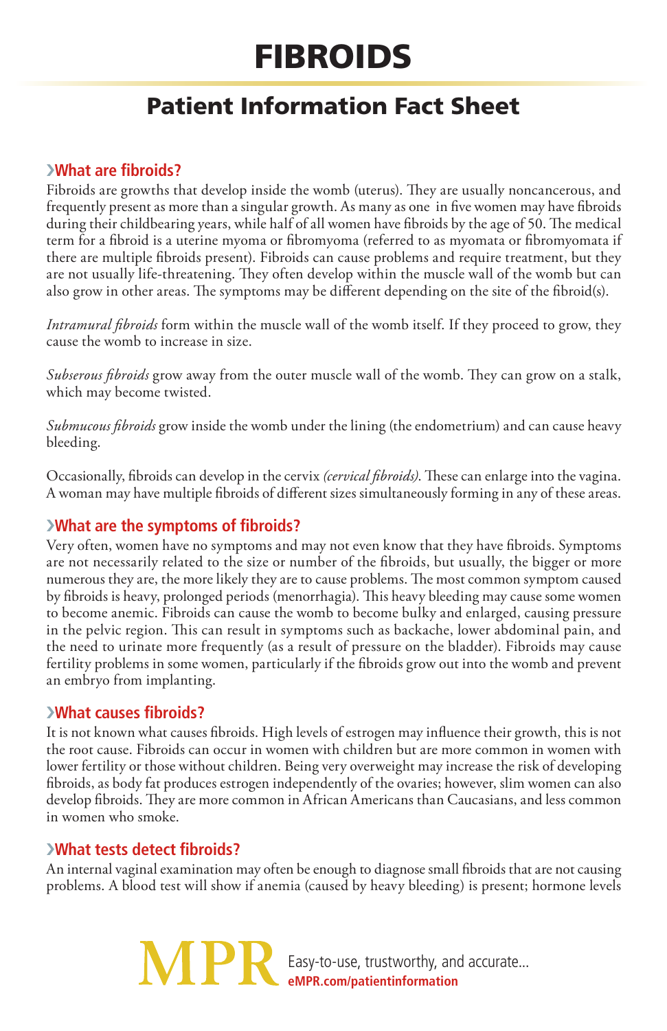# FIBROIDS

## Patient Information Fact Sheet

### ›What are fibroids?

Fibroids are growths that develop inside the womb (uterus). They are usually noncancerous, and frequently present as more than a singular growth. As many as one in five women may have fibroids during their childbearing years, while half of all women have fibroids by the age of 50. The medical term for a fibroid is a uterine myoma or fibromyoma (referred to as myomata or fibromyomata if there are multiple fibroids present). Fibroids can cause problems and require treatment, but they are not usually life-threatening. They often develop within the muscle wall of the womb but can also grow in other areas. The symptoms may be different depending on the site of the fibroid(s).

*Intramural fibroids* form within the muscle wall of the womb itself. If they proceed to grow, they cause the womb to increase in size.

*Subserous fibroids* grow away from the outer muscle wall of the womb. They can grow on a stalk, which may become twisted.

*Submucous fibroids* grow inside the womb under the lining (the endometrium) and can cause heavy bleeding.

Occasionally, fibroids can develop in the cervix *(cervical fibroids)*. These can enlarge into the vagina. A woman may have multiple fibroids of different sizes simultaneously forming in any of these areas.

### ›What are the symptoms of fibroids?

Very often, women have no symptoms and may not even know that they have fibroids. Symptoms are not necessarily related to the size or number of the fibroids, but usually, the bigger or more numerous they are, the more likely they are to cause problems. The most common symptom caused by fibroids is heavy, prolonged periods (menorrhagia). This heavy bleeding may cause some women to become anemic. Fibroids can cause the womb to become bulky and enlarged, causing pressure in the pelvic region. This can result in symptoms such as backache, lower abdominal pain, and the need to urinate more frequently (as a result of pressure on the bladder). Fibroids may cause fertility problems in some women, particularly if the fibroids grow out into the womb and prevent an embryo from implanting.

### ›What causes fibroids?

It is not known what causes fibroids. High levels of estrogen may influence their growth, this is not the root cause. Fibroids can occur in women with children but are more common in women with lower fertility or those without children. Being very overweight may increase the risk of developing fibroids, as body fat produces estrogen independently of the ovaries; however, slim women can also develop fibroids. They are more common in African Americans than Caucasians, and less common in women who smoke.

### ›What tests detect fibroids?

An internal vaginal examination may often be enough to diagnose small fibroids that are not causing problems. A blood test will show if anemia (caused by heavy bleeding) is present; hormone levels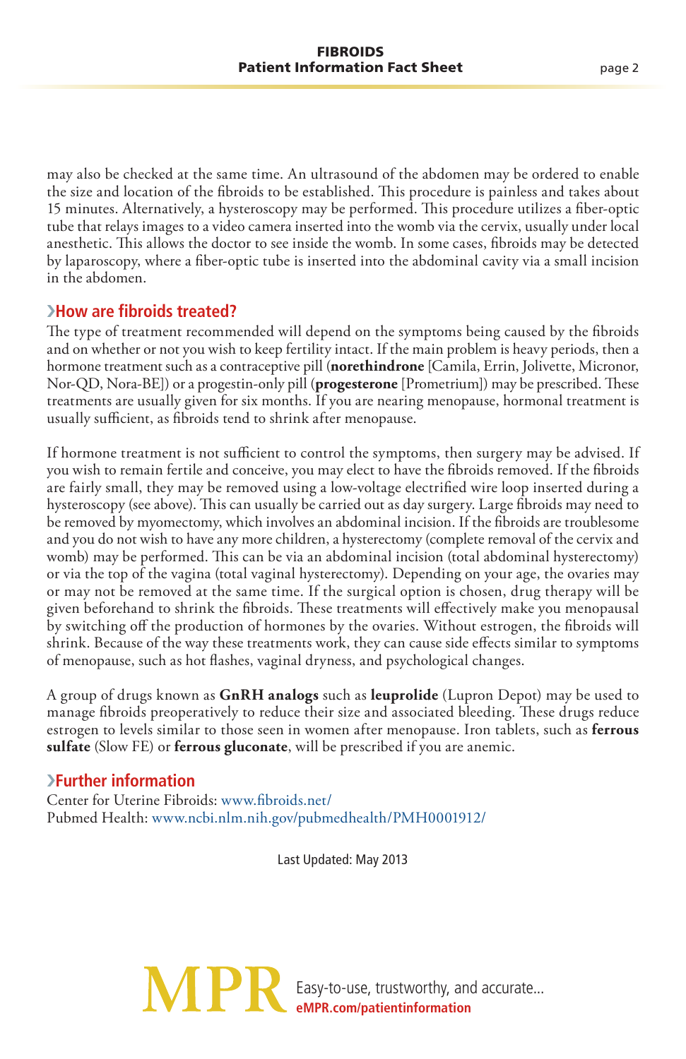may also be checked at the same time. An ultrasound of the abdomen may be ordered to enable the size and location of the fibroids to be established. This procedure is painless and takes about 15 minutes. Alternatively, a hysteroscopy may be performed. This procedure utilizes a fiber-optic tube that relays images to a video camera inserted into the womb via the cervix, usually under local anesthetic. This allows the doctor to see inside the womb. In some cases, fibroids may be detected by laparoscopy, where a fiber-optic tube is inserted into the abdominal cavity via a small incision in the abdomen.

## How are fibroids treated?

The type of treatment recommended will depend on the symptoms being caused by the fibroids and on whether or not you wish to keep fertility intact. If the main problem is heavy periods, then a hormone treatment such as a contraceptive pill (**norethindrone** [Camila, Errin, Jolivette, Micronor, Nor-QD, Nora-BE]) or a progestin-only pill (**progesterone** [Prometrium]) may be prescribed. These treatments are usually given for six months. If you are nearing menopause, hormonal treatment is usually sufficient, as fibroids tend to shrink after menopause.

If hormone treatment is not sufficient to control the symptoms, then surgery may be advised. If you wish to remain fertile and conceive, you may elect to have the fibroids removed. If the fibroids are fairly small, they may be removed using a low-voltage electrified wire loop inserted during a hysteroscopy (see above). This can usually be carried out as day surgery. Large fibroids may need to be removed by myomectomy, which involves an abdominal incision. If the fibroids are troublesome and you do not wish to have any more children, a hysterectomy (complete removal of the cervix and womb) may be performed. This can be via an abdominal incision (total abdominal hysterectomy) or via the top of the vagina (total vaginal hysterectomy). Depending on your age, the ovaries may or may not be removed at the same time. If the surgical option is chosen, drug therapy will be given beforehand to shrink the fibroids. These treatments will effectively make you menopausal by switching off the production of hormones by the ovaries. Without estrogen, the fibroids will shrink. Because of the way these treatments work, they can cause side effects similar to symptoms of menopause, such as hot flashes, vaginal dryness, and psychological changes.

A group of drugs known as **GnRH analogs** such as **leuprolide** (Lupron Depot) may be used to manage fibroids preoperatively to reduce their size and associated bleeding. These drugs reduce estrogen to levels similar to those seen in women after menopause. Iron tablets, such as **ferrous sulfate** (Slow FE) or **ferrous gluconate**, will be prescribed if you are anemic.

## Further information

Center for Uterine Fibroids: www.fibroids.net/
Pubmed Health: www.ncbi.nlm.nih.gov/pubmedhealth/PMH0001912/

Last Updated: May 2013

MPR Easy-to-use, trustworthy, and accurate...
eMPR.com/patientinformation